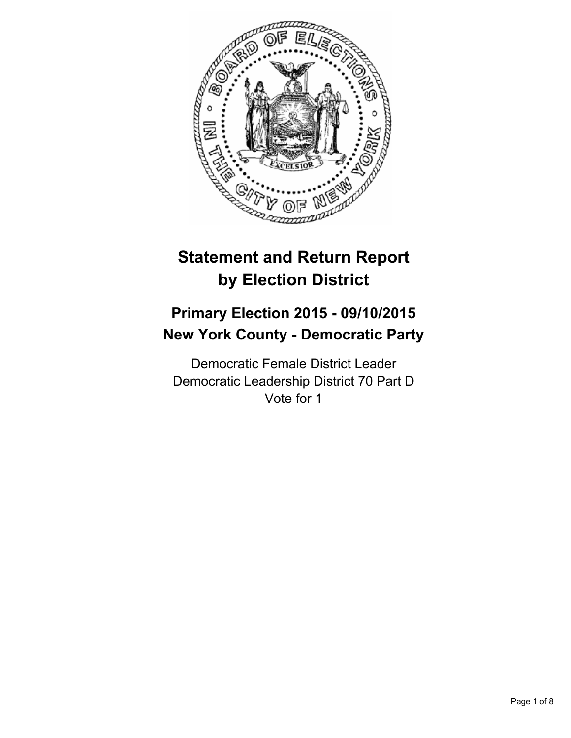# Statement and Return Report by Election District

## Primary Election 2015 - 09/10/2015
## New York County - Democratic Party

Democratic Female District Leader
Democratic Leadership District 70 Part D
Vote for 1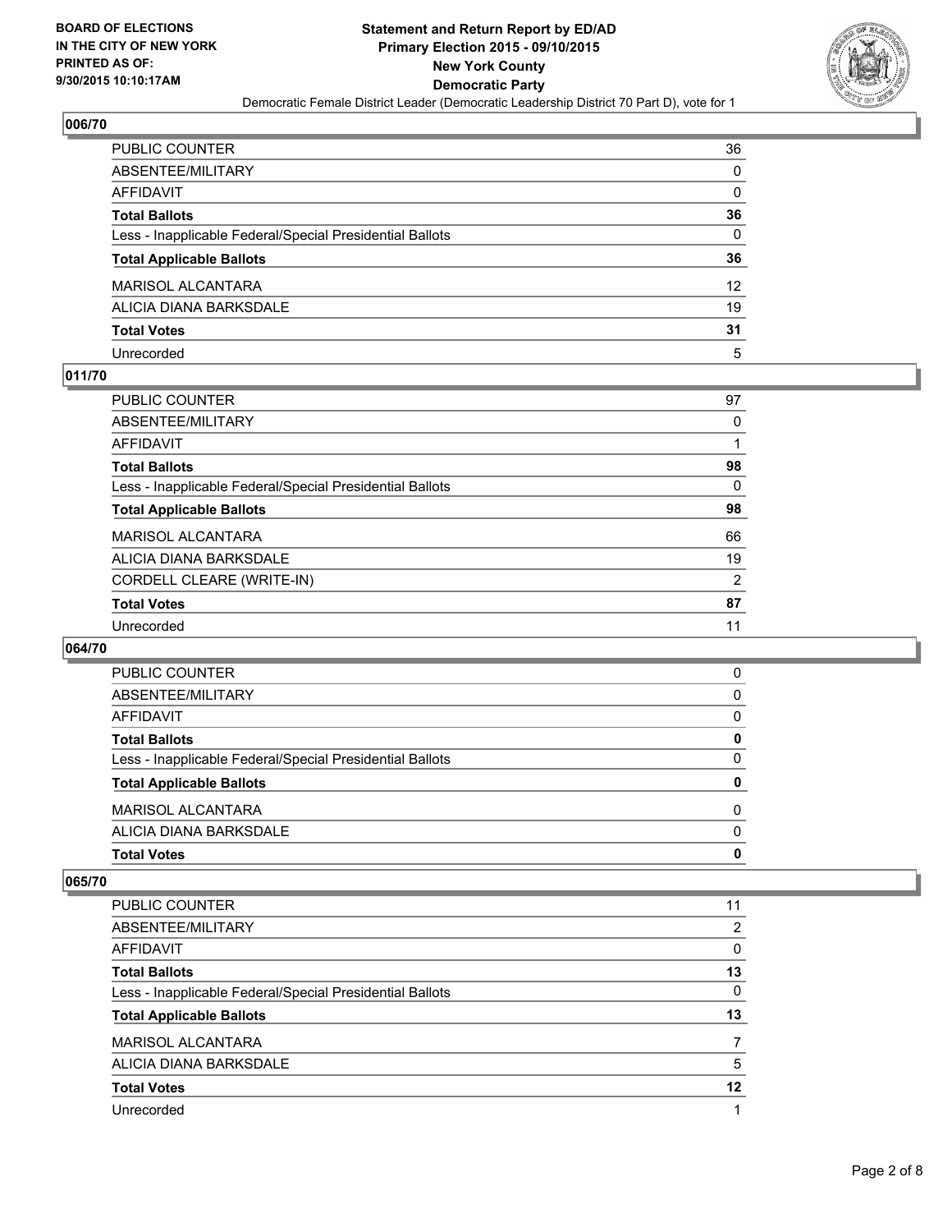BOARD OF ELECTIONS
IN THE CITY OF NEW YORK
PRINTED AS OF:
9/30/2015 10:10:17AM

**Statement and Return Report by ED/AD**
**Primary Election 2015 - 09/10/2015**
**New York County**
**Democratic Party**
Democratic Female District Leader (Democratic Leadership District 70 Part D), vote for 1

### 006/70

| | |
|---|---|
| PUBLIC COUNTER | 36 |
| ABSENTEE/MILITARY | 0 |
| AFFIDAVIT | 0 |
| **Total Ballots** | **36** |
| Less - Inapplicable Federal/Special Presidential Ballots | 0 |
| **Total Applicable Ballots** | **36** |
| MARISOL ALCANTARA | 12 |
| ALICIA DIANA BARKSDALE | 19 |
| **Total Votes** | **31** |
| Unrecorded | 5 |

### 011/70

| | |
|---|---|
| PUBLIC COUNTER | 97 |
| ABSENTEE/MILITARY | 0 |
| AFFIDAVIT | 1 |
| **Total Ballots** | **98** |
| Less - Inapplicable Federal/Special Presidential Ballots | 0 |
| **Total Applicable Ballots** | **98** |
| MARISOL ALCANTARA | 66 |
| ALICIA DIANA BARKSDALE | 19 |
| CORDELL CLEARE (WRITE-IN) | 2 |
| **Total Votes** | **87** |
| Unrecorded | 11 |

### 064/70

| | |
|---|---|
| PUBLIC COUNTER | 0 |
| ABSENTEE/MILITARY | 0 |
| AFFIDAVIT | 0 |
| **Total Ballots** | **0** |
| Less - Inapplicable Federal/Special Presidential Ballots | 0 |
| **Total Applicable Ballots** | **0** |
| MARISOL ALCANTARA | 0 |
| ALICIA DIANA BARKSDALE | 0 |
| **Total Votes** | **0** |

### 065/70

| | |
|---|---|
| PUBLIC COUNTER | 11 |
| ABSENTEE/MILITARY | 2 |
| AFFIDAVIT | 0 |
| **Total Ballots** | **13** |
| Less - Inapplicable Federal/Special Presidential Ballots | 0 |
| **Total Applicable Ballots** | **13** |
| MARISOL ALCANTARA | 7 |
| ALICIA DIANA BARKSDALE | 5 |
| **Total Votes** | **12** |
| Unrecorded | 1 |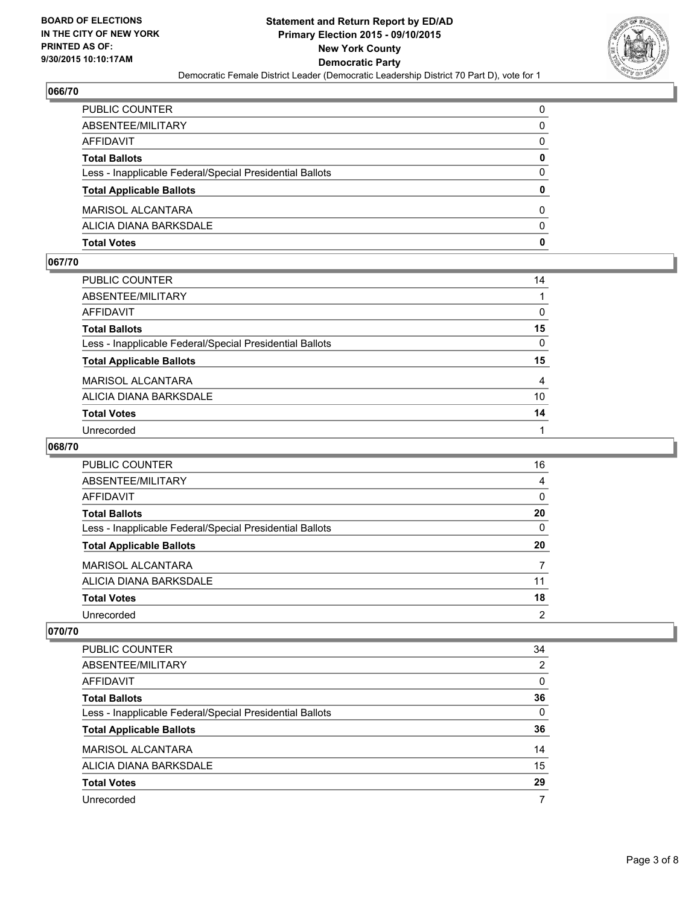**BOARD OF ELECTIONS**
**IN THE CITY OF NEW YORK**
**PRINTED AS OF:**
**9/30/2015 10:10:17AM**

# Statement and Return Report by ED/AD
## Primary Election 2015 - 09/10/2015
## New York County
## Democratic Party
Democratic Female District Leader (Democratic Leadership District 70 Part D), vote for 1

### 066/70

| | |
|---|---|
| PUBLIC COUNTER | 0 |
| ABSENTEE/MILITARY | 0 |
| AFFIDAVIT | 0 |
| **Total Ballots** | **0** |
| Less - Inapplicable Federal/Special Presidential Ballots | 0 |
| **Total Applicable Ballots** | **0** |
| MARISOL ALCANTARA | 0 |
| ALICIA DIANA BARKSDALE | 0 |
| **Total Votes** | **0** |

### 067/70

| | |
|---|---|
| PUBLIC COUNTER | 14 |
| ABSENTEE/MILITARY | 1 |
| AFFIDAVIT | 0 |
| **Total Ballots** | **15** |
| Less - Inapplicable Federal/Special Presidential Ballots | 0 |
| **Total Applicable Ballots** | **15** |
| MARISOL ALCANTARA | 4 |
| ALICIA DIANA BARKSDALE | 10 |
| **Total Votes** | **14** |
| Unrecorded | 1 |

### 068/70

| | |
|---|---|
| PUBLIC COUNTER | 16 |
| ABSENTEE/MILITARY | 4 |
| AFFIDAVIT | 0 |
| **Total Ballots** | **20** |
| Less - Inapplicable Federal/Special Presidential Ballots | 0 |
| **Total Applicable Ballots** | **20** |
| MARISOL ALCANTARA | 7 |
| ALICIA DIANA BARKSDALE | 11 |
| **Total Votes** | **18** |
| Unrecorded | 2 |

### 070/70

| | |
|---|---|
| PUBLIC COUNTER | 34 |
| ABSENTEE/MILITARY | 2 |
| AFFIDAVIT | 0 |
| **Total Ballots** | **36** |
| Less - Inapplicable Federal/Special Presidential Ballots | 0 |
| **Total Applicable Ballots** | **36** |
| MARISOL ALCANTARA | 14 |
| ALICIA DIANA BARKSDALE | 15 |
| **Total Votes** | **29** |
| Unrecorded | 7 |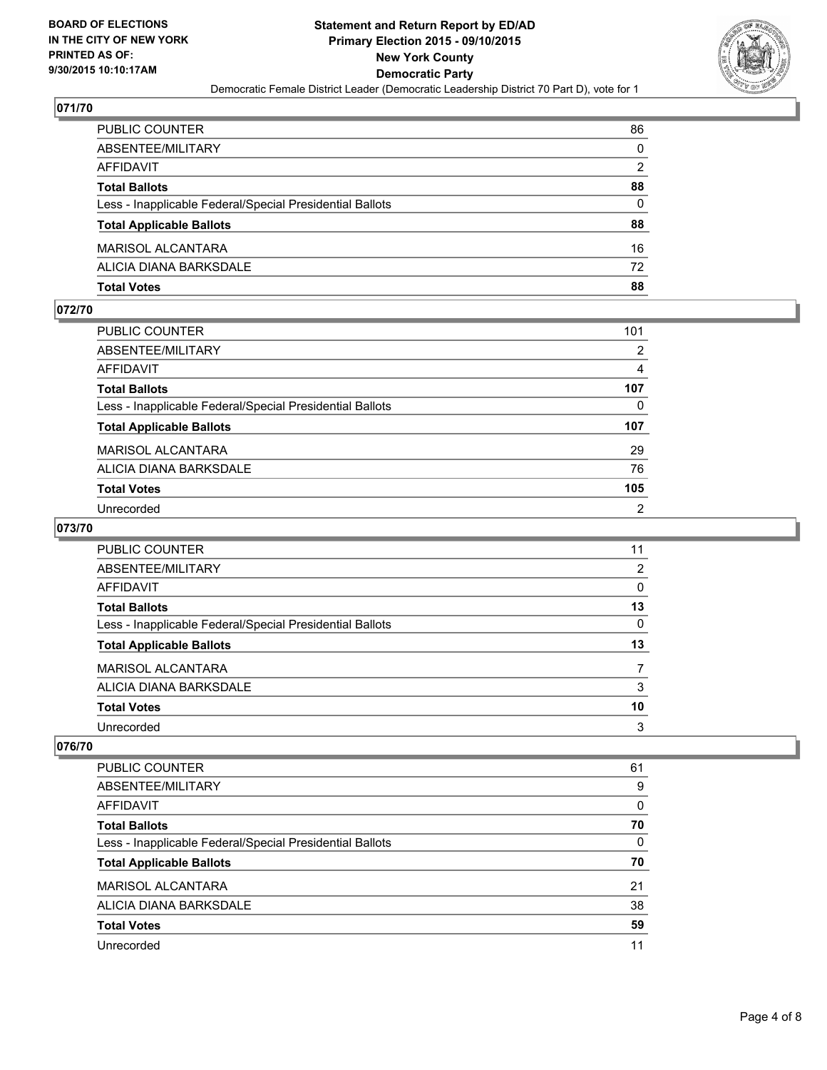**BOARD OF ELECTIONS IN THE CITY OF NEW YORK PRINTED AS OF: 9/30/2015 10:10:17AM**

**Statement and Return Report by ED/AD Primary Election 2015 - 09/10/2015 New York County Democratic Party**

Democratic Female District Leader (Democratic Leadership District 70 Part D), vote for 1

## 071/70

| | |
|---|---|
| PUBLIC COUNTER | 86 |
| ABSENTEE/MILITARY | 0 |
| AFFIDAVIT | 2 |
| **Total Ballots** | **88** |
| Less - Inapplicable Federal/Special Presidential Ballots | 0 |
| **Total Applicable Ballots** | **88** |
| MARISOL ALCANTARA | 16 |
| ALICIA DIANA BARKSDALE | 72 |
| **Total Votes** | **88** |

## 072/70

| | |
|---|---|
| PUBLIC COUNTER | 101 |
| ABSENTEE/MILITARY | 2 |
| AFFIDAVIT | 4 |
| **Total Ballots** | **107** |
| Less - Inapplicable Federal/Special Presidential Ballots | 0 |
| **Total Applicable Ballots** | **107** |
| MARISOL ALCANTARA | 29 |
| ALICIA DIANA BARKSDALE | 76 |
| **Total Votes** | **105** |
| Unrecorded | 2 |

## 073/70

| | |
|---|---|
| PUBLIC COUNTER | 11 |
| ABSENTEE/MILITARY | 2 |
| AFFIDAVIT | 0 |
| **Total Ballots** | **13** |
| Less - Inapplicable Federal/Special Presidential Ballots | 0 |
| **Total Applicable Ballots** | **13** |
| MARISOL ALCANTARA | 7 |
| ALICIA DIANA BARKSDALE | 3 |
| **Total Votes** | **10** |
| Unrecorded | 3 |

## 076/70

| | |
|---|---|
| PUBLIC COUNTER | 61 |
| ABSENTEE/MILITARY | 9 |
| AFFIDAVIT | 0 |
| **Total Ballots** | **70** |
| Less - Inapplicable Federal/Special Presidential Ballots | 0 |
| **Total Applicable Ballots** | **70** |
| MARISOL ALCANTARA | 21 |
| ALICIA DIANA BARKSDALE | 38 |
| **Total Votes** | **59** |
| Unrecorded | 11 |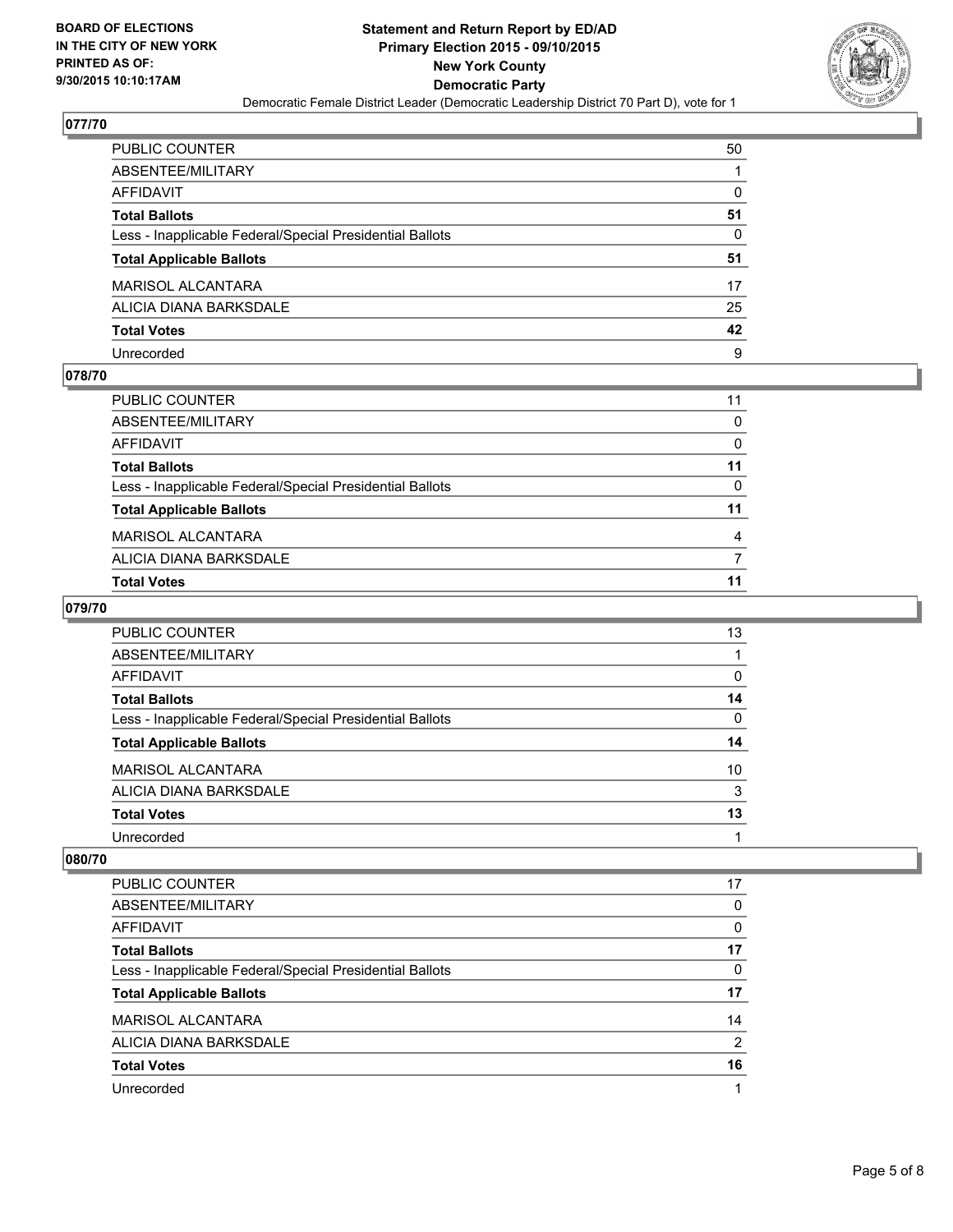BOARD OF ELECTIONS
IN THE CITY OF NEW YORK
PRINTED AS OF:
9/30/2015 10:10:17AM

**Statement and Return Report by ED/AD**
**Primary Election 2015 - 09/10/2015**
**New York County**
**Democratic Party**
Democratic Female District Leader (Democratic Leadership District 70 Part D), vote for 1

### 077/70

| | |
|---|---|
| PUBLIC COUNTER | 50 |
| ABSENTEE/MILITARY | 1 |
| AFFIDAVIT | 0 |
| **Total Ballots** | **51** |
| Less - Inapplicable Federal/Special Presidential Ballots | 0 |
| **Total Applicable Ballots** | **51** |
| MARISOL ALCANTARA | 17 |
| ALICIA DIANA BARKSDALE | 25 |
| **Total Votes** | **42** |
| Unrecorded | 9 |

### 078/70

| | |
|---|---|
| PUBLIC COUNTER | 11 |
| ABSENTEE/MILITARY | 0 |
| AFFIDAVIT | 0 |
| **Total Ballots** | **11** |
| Less - Inapplicable Federal/Special Presidential Ballots | 0 |
| **Total Applicable Ballots** | **11** |
| MARISOL ALCANTARA | 4 |
| ALICIA DIANA BARKSDALE | 7 |
| **Total Votes** | **11** |

### 079/70

| | |
|---|---|
| PUBLIC COUNTER | 13 |
| ABSENTEE/MILITARY | 1 |
| AFFIDAVIT | 0 |
| **Total Ballots** | **14** |
| Less - Inapplicable Federal/Special Presidential Ballots | 0 |
| **Total Applicable Ballots** | **14** |
| MARISOL ALCANTARA | 10 |
| ALICIA DIANA BARKSDALE | 3 |
| **Total Votes** | **13** |
| Unrecorded | 1 |

### 080/70

| | |
|---|---|
| PUBLIC COUNTER | 17 |
| ABSENTEE/MILITARY | 0 |
| AFFIDAVIT | 0 |
| **Total Ballots** | **17** |
| Less - Inapplicable Federal/Special Presidential Ballots | 0 |
| **Total Applicable Ballots** | **17** |
| MARISOL ALCANTARA | 14 |
| ALICIA DIANA BARKSDALE | 2 |
| **Total Votes** | **16** |
| Unrecorded | 1 |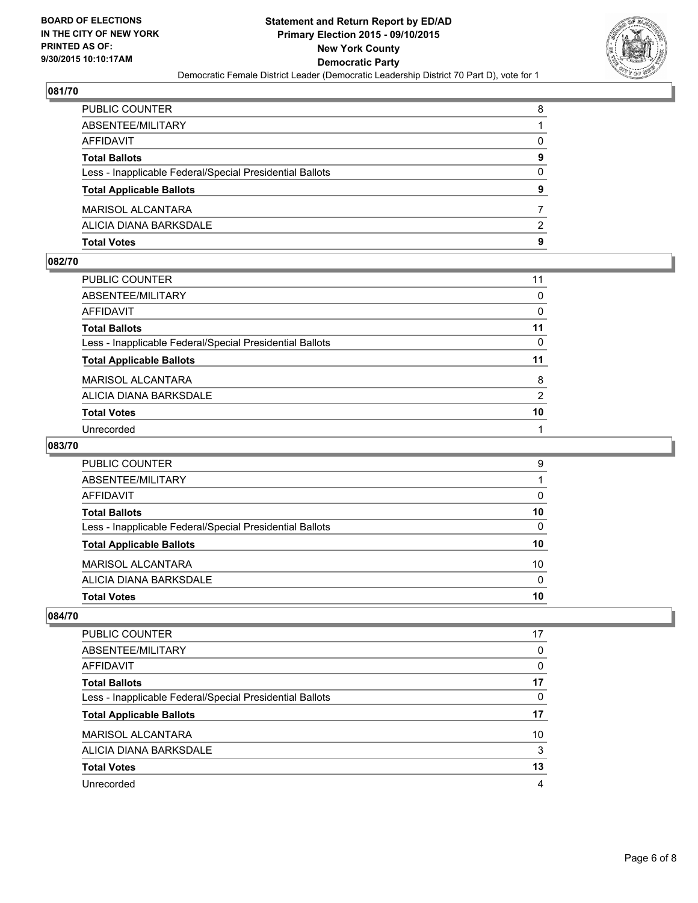BOARD OF ELECTIONS
IN THE CITY OF NEW YORK
PRINTED AS OF:
9/30/2015 10:10:17AM

**Statement and Return Report by ED/AD**
**Primary Election 2015 - 09/10/2015**
**New York County**
**Democratic Party**
Democratic Female District Leader (Democratic Leadership District 70 Part D), vote for 1

### 081/70

| | |
|---|---|
| PUBLIC COUNTER | 8 |
| ABSENTEE/MILITARY | 1 |
| AFFIDAVIT | 0 |
| **Total Ballots** | **9** |
| Less - Inapplicable Federal/Special Presidential Ballots | 0 |
| **Total Applicable Ballots** | **9** |
| MARISOL ALCANTARA | 7 |
| ALICIA DIANA BARKSDALE | 2 |
| **Total Votes** | **9** |

### 082/70

| | |
|---|---|
| PUBLIC COUNTER | 11 |
| ABSENTEE/MILITARY | 0 |
| AFFIDAVIT | 0 |
| **Total Ballots** | **11** |
| Less - Inapplicable Federal/Special Presidential Ballots | 0 |
| **Total Applicable Ballots** | **11** |
| MARISOL ALCANTARA | 8 |
| ALICIA DIANA BARKSDALE | 2 |
| **Total Votes** | **10** |
| Unrecorded | 1 |

### 083/70

| | |
|---|---|
| PUBLIC COUNTER | 9 |
| ABSENTEE/MILITARY | 1 |
| AFFIDAVIT | 0 |
| **Total Ballots** | **10** |
| Less - Inapplicable Federal/Special Presidential Ballots | 0 |
| **Total Applicable Ballots** | **10** |
| MARISOL ALCANTARA | 10 |
| ALICIA DIANA BARKSDALE | 0 |
| **Total Votes** | **10** |

### 084/70

| | |
|---|---|
| PUBLIC COUNTER | 17 |
| ABSENTEE/MILITARY | 0 |
| AFFIDAVIT | 0 |
| **Total Ballots** | **17** |
| Less - Inapplicable Federal/Special Presidential Ballots | 0 |
| **Total Applicable Ballots** | **17** |
| MARISOL ALCANTARA | 10 |
| ALICIA DIANA BARKSDALE | 3 |
| **Total Votes** | **13** |
| Unrecorded | 4 |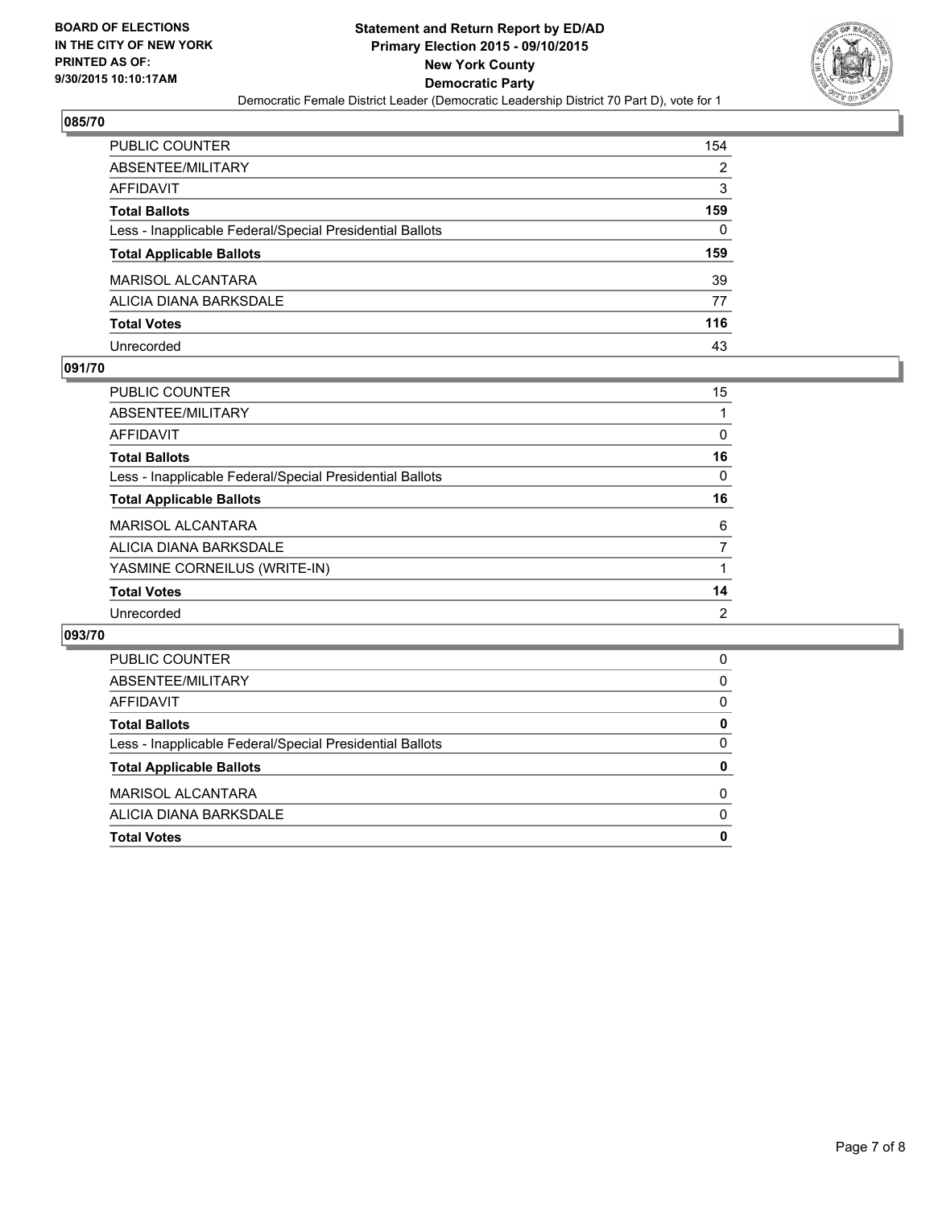**BOARD OF ELECTIONS IN THE CITY OF NEW YORK PRINTED AS OF: 9/30/2015 10:10:17AM**

**Statement and Return Report by ED/AD Primary Election 2015 - 09/10/2015 New York County Democratic Party**

Democratic Female District Leader (Democratic Leadership District 70 Part D), vote for 1

### 085/70

| | |
|---|---|
| PUBLIC COUNTER | 154 |
| ABSENTEE/MILITARY | 2 |
| AFFIDAVIT | 3 |
| **Total Ballots** | **159** |
| Less - Inapplicable Federal/Special Presidential Ballots | 0 |
| **Total Applicable Ballots** | **159** |
| MARISOL ALCANTARA | 39 |
| ALICIA DIANA BARKSDALE | 77 |
| **Total Votes** | **116** |
| Unrecorded | 43 |

### 091/70

| | |
|---|---|
| PUBLIC COUNTER | 15 |
| ABSENTEE/MILITARY | 1 |
| AFFIDAVIT | 0 |
| **Total Ballots** | **16** |
| Less - Inapplicable Federal/Special Presidential Ballots | 0 |
| **Total Applicable Ballots** | **16** |
| MARISOL ALCANTARA | 6 |
| ALICIA DIANA BARKSDALE | 7 |
| YASMINE CORNEILUS (WRITE-IN) | 1 |
| **Total Votes** | **14** |
| Unrecorded | 2 |

### 093/70

| | |
|---|---|
| PUBLIC COUNTER | 0 |
| ABSENTEE/MILITARY | 0 |
| AFFIDAVIT | 0 |
| **Total Ballots** | **0** |
| Less - Inapplicable Federal/Special Presidential Ballots | 0 |
| **Total Applicable Ballots** | **0** |
| MARISOL ALCANTARA | 0 |
| ALICIA DIANA BARKSDALE | 0 |
| **Total Votes** | **0** |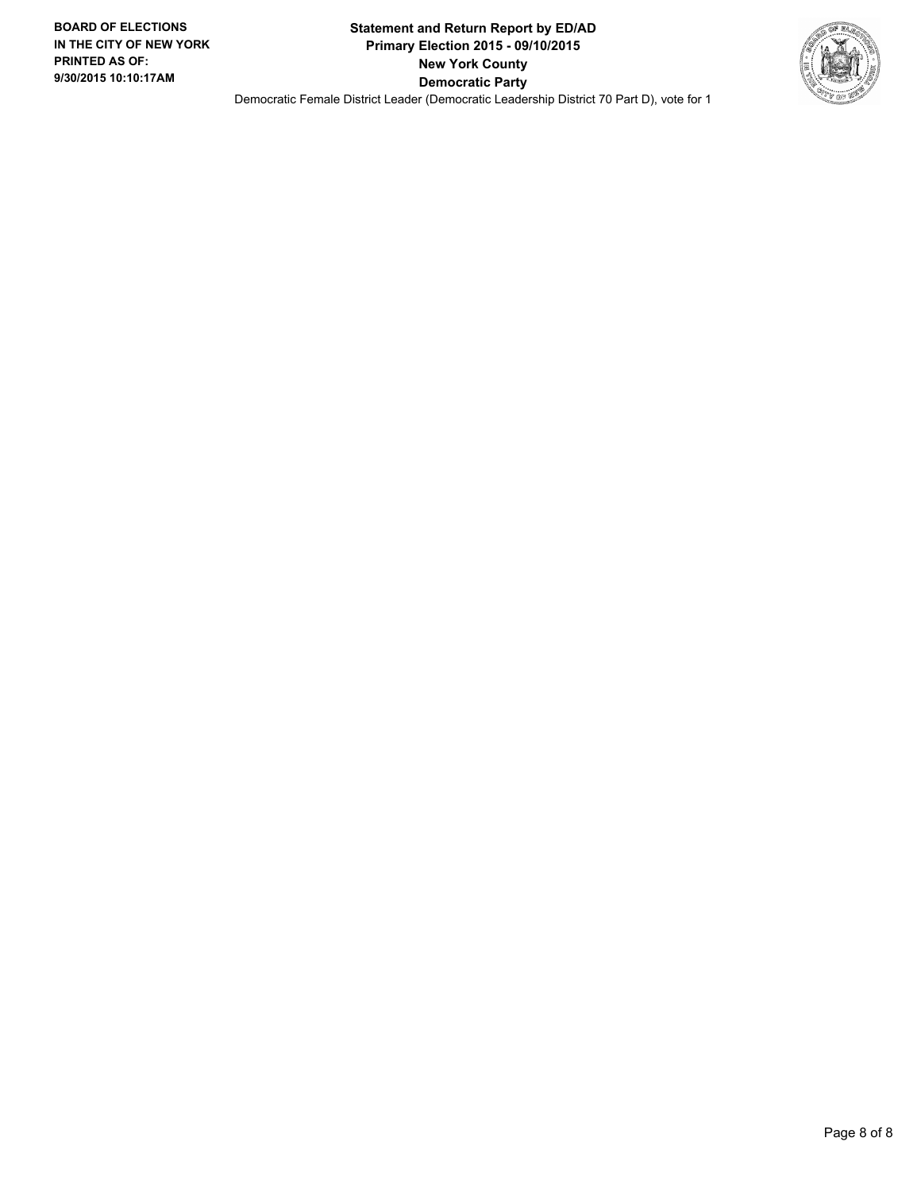**BOARD OF ELECTIONS IN THE CITY OF NEW YORK PRINTED AS OF: 9/30/2015 10:10:17AM**

**Statement and Return Report by ED/AD**
**Primary Election 2015 - 09/10/2015**
**New York County**
**Democratic Party**

Democratic Female District Leader (Democratic Leadership District 70 Part D), vote for 1